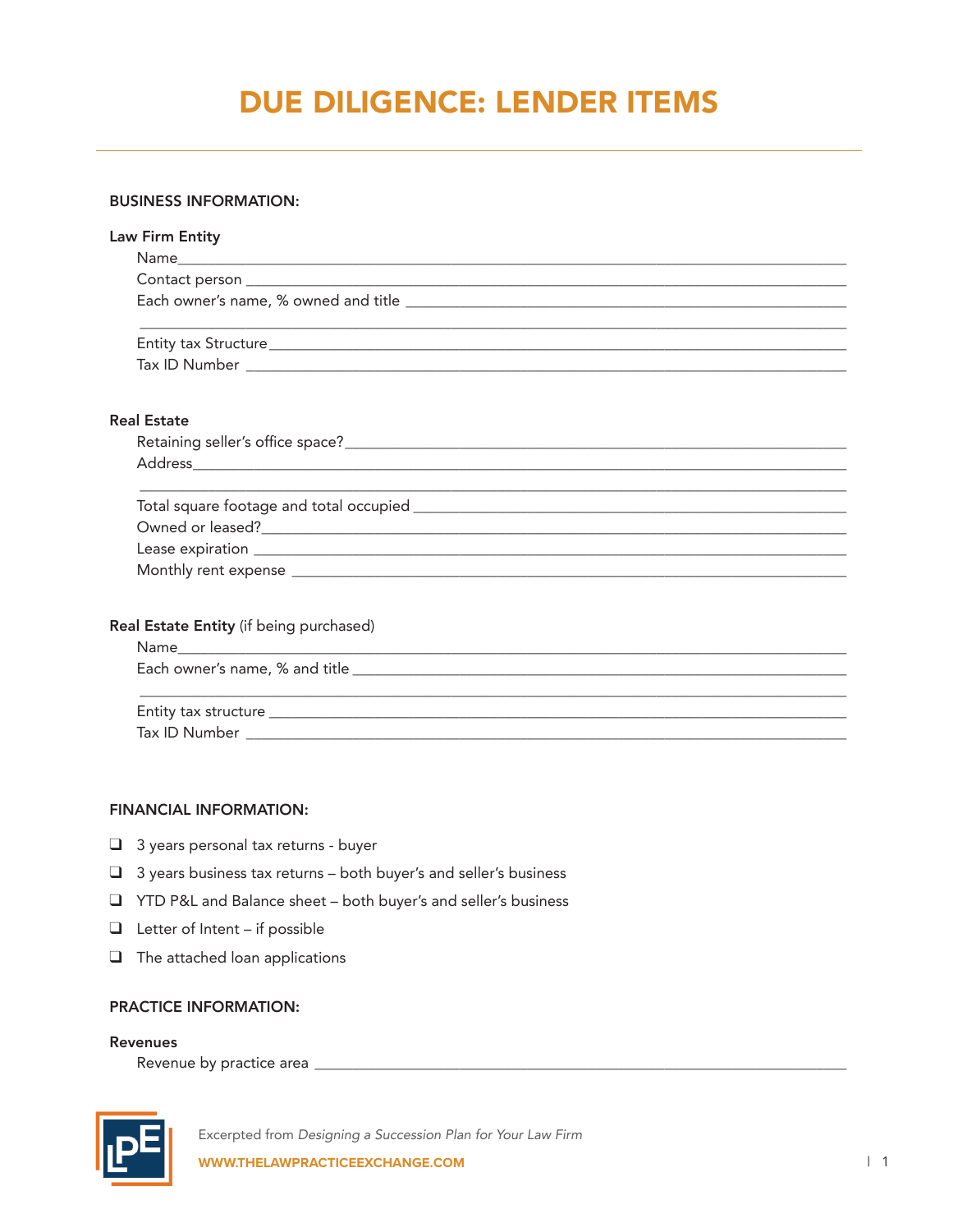# DUE DILIGENCE: LENDER ITEMS

## BUSINESS INFORMATION:

### Law Firm Entity

Name\_\_\_\_\_\_\_\_\_\_\_\_\_\_\_\_\_\_\_\_\_\_\_\_\_\_\_\_\_\_\_\_\_\_\_\_\_\_\_\_

Contact person \_\_\_\_\_\_\_\_\_\_\_\_\_\_\_\_\_\_\_\_\_\_\_\_\_\_\_\_\_\_\_\_\_\_\_\_\_\_\_\_

Each owner's name, % owned and title \_\_\_\_\_\_\_\_\_\_\_\_\_\_\_\_\_\_\_\_\_\_\_\_\_\_\_\_\_\_\_\_\_\_\_\_\_\_\_\_

\_\_\_\_\_\_\_\_\_\_\_\_\_\_\_\_\_\_\_\_\_\_\_\_\_\_\_\_\_\_\_\_\_\_\_\_\_\_\_\_

Entity tax Structure\_\_\_\_\_\_\_\_\_\_\_\_\_\_\_\_\_\_\_\_\_\_\_\_\_\_\_\_\_\_\_\_\_\_\_\_\_\_\_\_

Tax ID Number \_\_\_\_\_\_\_\_\_\_\_\_\_\_\_\_\_\_\_\_\_\_\_\_\_\_\_\_\_\_\_\_\_\_\_\_\_\_\_\_

### Real Estate

Retaining seller's office space?\_\_\_\_\_\_\_\_\_\_\_\_\_\_\_\_\_\_\_\_\_\_\_\_\_\_\_\_\_\_\_\_\_\_\_\_\_\_\_\_

Address\_\_\_\_\_\_\_\_\_\_\_\_\_\_\_\_\_\_\_\_\_\_\_\_\_\_\_\_\_\_\_\_\_\_\_\_\_\_\_\_

\_\_\_\_\_\_\_\_\_\_\_\_\_\_\_\_\_\_\_\_\_\_\_\_\_\_\_\_\_\_\_\_\_\_\_\_\_\_\_\_

Total square footage and total occupied \_\_\_\_\_\_\_\_\_\_\_\_\_\_\_\_\_\_\_\_\_\_\_\_\_\_\_\_\_\_\_\_\_\_\_\_\_\_\_\_

Owned or leased?\_\_\_\_\_\_\_\_\_\_\_\_\_\_\_\_\_\_\_\_\_\_\_\_\_\_\_\_\_\_\_\_\_\_\_\_\_\_\_\_

Lease expiration \_\_\_\_\_\_\_\_\_\_\_\_\_\_\_\_\_\_\_\_\_\_\_\_\_\_\_\_\_\_\_\_\_\_\_\_\_\_\_\_

Monthly rent expense \_\_\_\_\_\_\_\_\_\_\_\_\_\_\_\_\_\_\_\_\_\_\_\_\_\_\_\_\_\_\_\_\_\_\_\_\_\_\_\_

### Real Estate Entity (if being purchased)

Name\_\_\_\_\_\_\_\_\_\_\_\_\_\_\_\_\_\_\_\_\_\_\_\_\_\_\_\_\_\_\_\_\_\_\_\_\_\_\_\_

Each owner's name, % and title \_\_\_\_\_\_\_\_\_\_\_\_\_\_\_\_\_\_\_\_\_\_\_\_\_\_\_\_\_\_\_\_\_\_\_\_\_\_\_\_

\_\_\_\_\_\_\_\_\_\_\_\_\_\_\_\_\_\_\_\_\_\_\_\_\_\_\_\_\_\_\_\_\_\_\_\_\_\_\_\_

Entity tax structure \_\_\_\_\_\_\_\_\_\_\_\_\_\_\_\_\_\_\_\_\_\_\_\_\_\_\_\_\_\_\_\_\_\_\_\_\_\_\_\_

Tax ID Number \_\_\_\_\_\_\_\_\_\_\_\_\_\_\_\_\_\_\_\_\_\_\_\_\_\_\_\_\_\_\_\_\_\_\_\_\_\_\_\_

## FINANCIAL INFORMATION:

- [ ] 3 years personal tax returns - buyer
- [ ] 3 years business tax returns – both buyer's and seller's business
- [ ] YTD P&L and Balance sheet – both buyer's and seller's business
- [ ] Letter of Intent – if possible
- [ ] The attached loan applications

## PRACTICE INFORMATION:

### Revenues

Revenue by practice area \_\_\_\_\_\_\_\_\_\_\_\_\_\_\_\_\_\_\_\_\_\_\_\_\_\_\_\_\_\_\_\_\_\_\_\_\_\_\_\_

Excerpted from *Designing a Succession Plan for Your Law Firm*

WWW.THELAWPRACTICEEXCHANGE.COM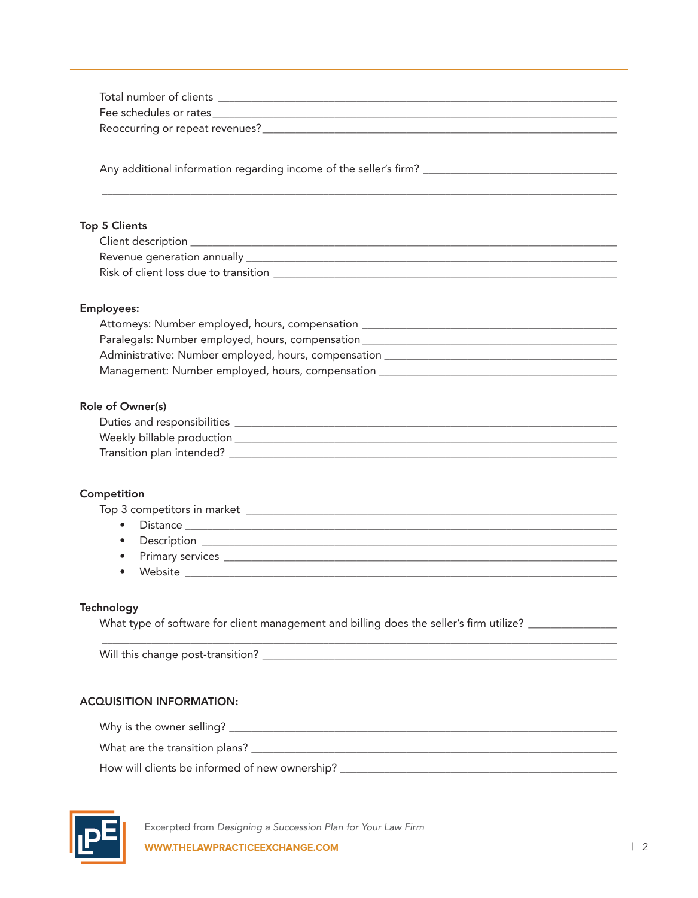Total number of clients ________________________________________________

Fee schedules or rates ________________________________________________

Reoccurring or repeat revenues? ________________________________________________

Any additional information regarding income of the seller's firm? ________________________________________________

________________________________________________

**Top 5 Clients**

Client description ________________________________________________

Revenue generation annually ________________________________________________

Risk of client loss due to transition ________________________________________________

**Employees:**

Attorneys: Number employed, hours, compensation ________________________________________________

Paralegals: Number employed, hours, compensation ________________________________________________

Administrative: Number employed, hours, compensation ________________________________________________

Management: Number employed, hours, compensation ________________________________________________

**Role of Owner(s)**

Duties and responsibilities ________________________________________________

Weekly billable production ________________________________________________

Transition plan intended? ________________________________________________

**Competition**

Top 3 competitors in market ________________________________________________

- Distance ________________________________________________
- Description ________________________________________________
- Primary services ________________________________________________
- Website ________________________________________________

**Technology**

What type of software for client management and billing does the seller's firm utilize? ________________

________________________________________________

Will this change post-transition? ________________________________________________

**ACQUISITION INFORMATION:**

Why is the owner selling? ________________________________________________

What are the transition plans? ________________________________________________

How will clients be informed of new ownership? ________________________________________________

Excerpted from *Designing a Succession Plan for Your Law Firm*

**WWW.THELAWPRACTICEEXCHANGE.COM**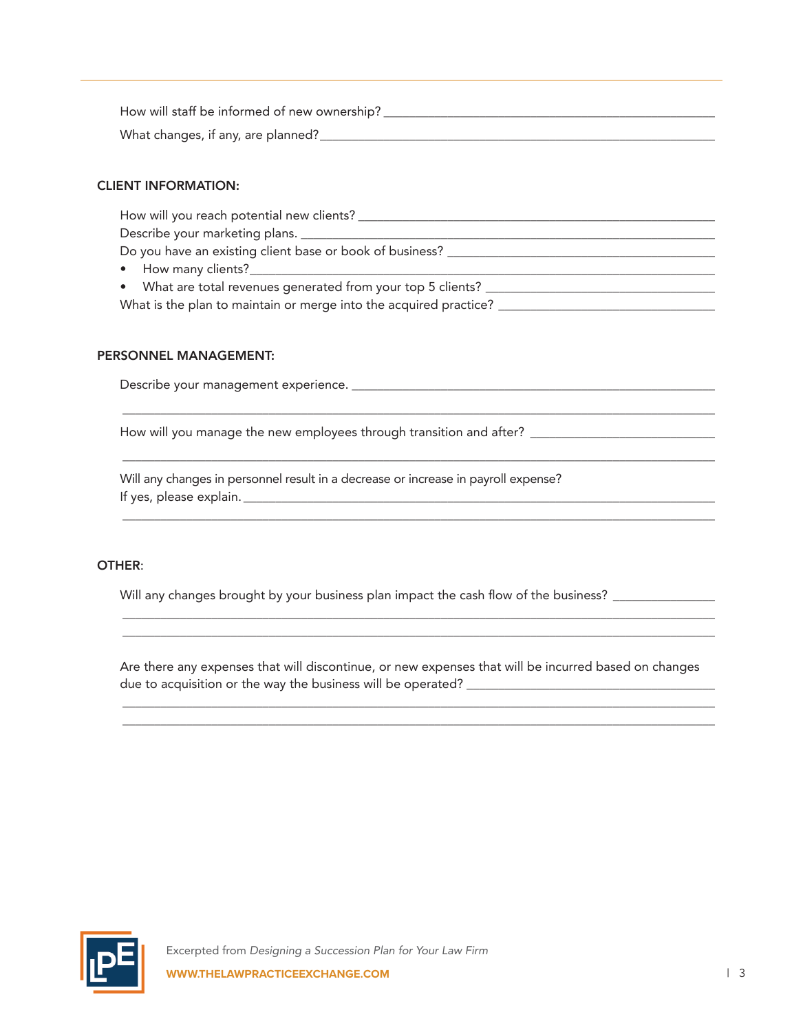How will staff be informed of new ownership? ___________________________________________

What changes, if any, are planned?___________________________________________

**CLIENT INFORMATION:**

How will you reach potential new clients? ___________________________________________
Describe your marketing plans. ___________________________________________
Do you have an existing client base or book of business? ___________________________________________

- How many clients?___________________________________________
- What are total revenues generated from your top 5 clients? ___________________________________________

What is the plan to maintain or merge into the acquired practice? ___________________________________________

**PERSONNEL MANAGEMENT:**

Describe your management experience. ___________________________________________

___________________________________________

How will you manage the new employees through transition and after? ___________________________________________

___________________________________________

Will any changes in personnel result in a decrease or increase in payroll expense?
If yes, please explain.___________________________________________

___________________________________________

**OTHER**:

Will any changes brought by your business plan impact the cash flow of the business? _______________

___________________________________________

___________________________________________

Are there any expenses that will discontinue, or new expenses that will be incurred based on changes due to acquisition or the way the business will be operated? ___________________________________________

___________________________________________

___________________________________________

Excerpted from *Designing a Succession Plan for Your Law Firm*

**WWW.THELAWPRACTICEEXCHANGE.COM**